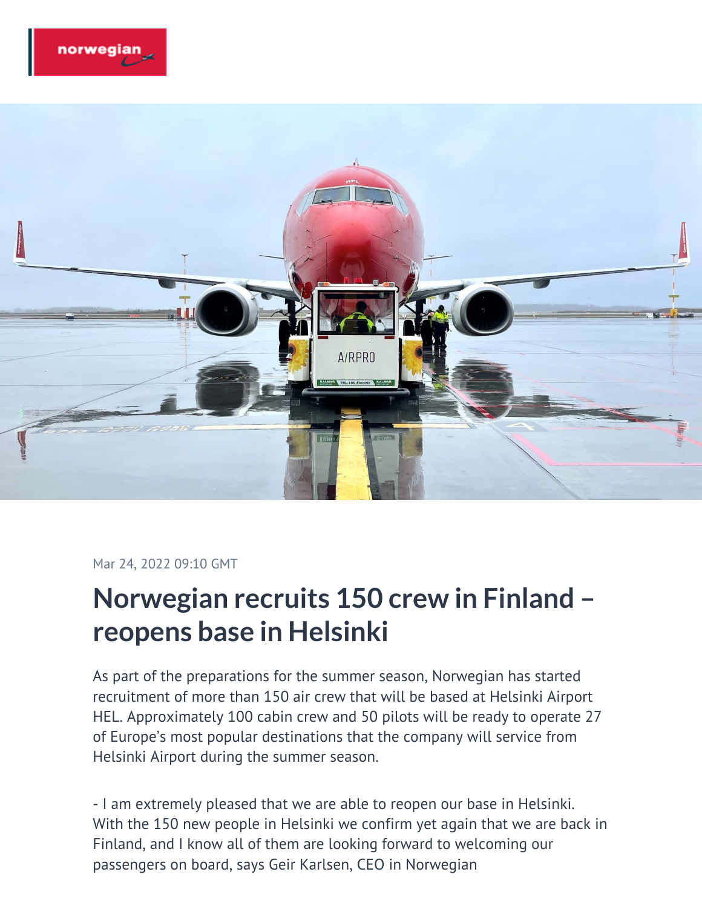Mar 24, 2022 09:10 GMT

# Norwegian recruits 150 crew in Finland – reopens base in Helsinki

As part of the preparations for the summer season, Norwegian has started recruitment of more than 150 air crew that will be based at Helsinki Airport HEL. Approximately 100 cabin crew and 50 pilots will be ready to operate 27 of Europe's most popular destinations that the company will service from Helsinki Airport during the summer season.

- I am extremely pleased that we are able to reopen our base in Helsinki. With the 150 new people in Helsinki we confirm yet again that we are back in Finland, and I know all of them are looking forward to welcoming our passengers on board, says Geir Karlsen, CEO in Norwegian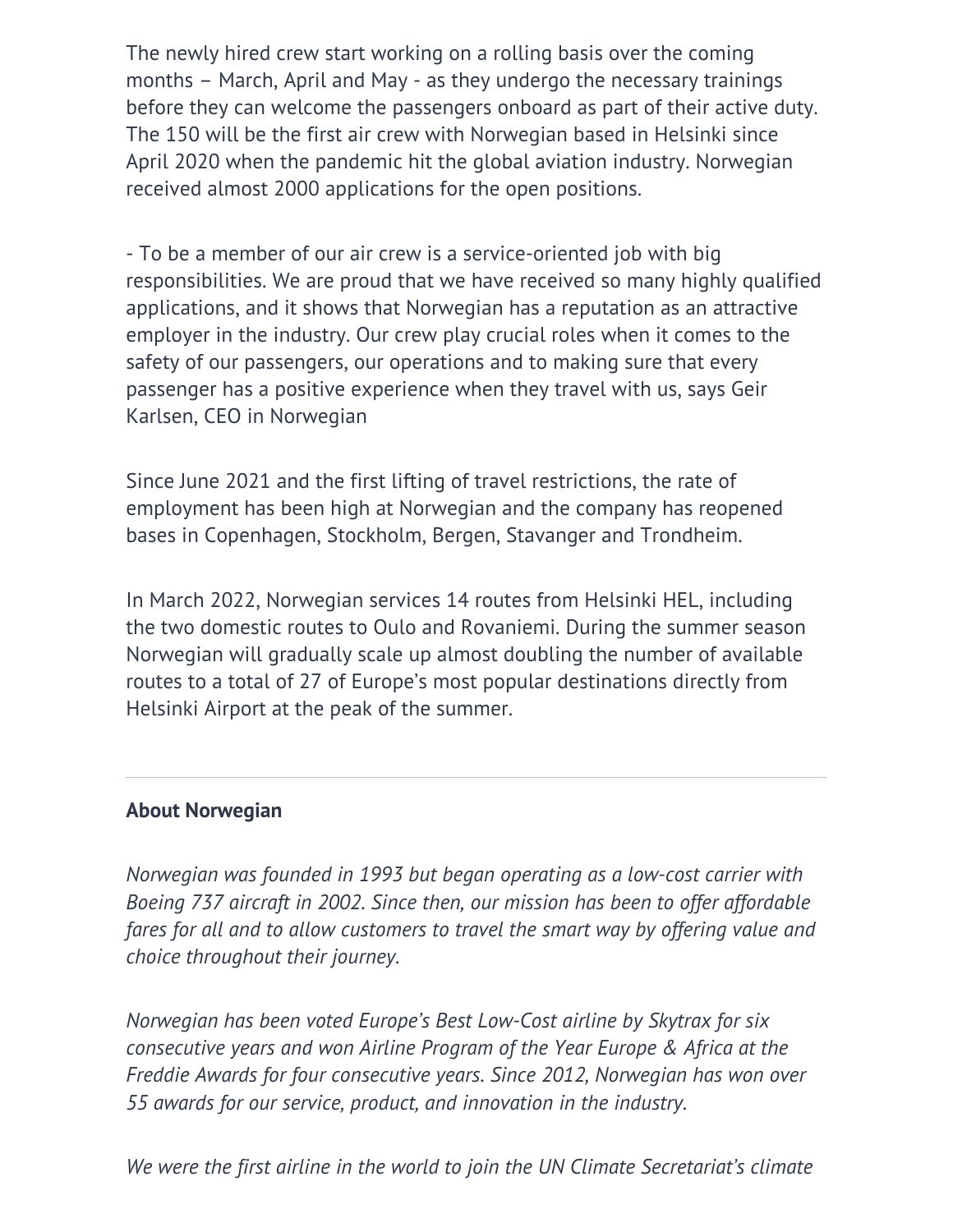The newly hired crew start working on a rolling basis over the coming months – March, April and May - as they undergo the necessary trainings before they can welcome the passengers onboard as part of their active duty. The 150 will be the first air crew with Norwegian based in Helsinki since April 2020 when the pandemic hit the global aviation industry. Norwegian received almost 2000 applications for the open positions.

- To be a member of our air crew is a service-oriented job with big responsibilities. We are proud that we have received so many highly qualified applications, and it shows that Norwegian has a reputation as an attractive employer in the industry. Our crew play crucial roles when it comes to the safety of our passengers, our operations and to making sure that every passenger has a positive experience when they travel with us, says Geir Karlsen, CEO in Norwegian

Since June 2021 and the first lifting of travel restrictions, the rate of employment has been high at Norwegian and the company has reopened bases in Copenhagen, Stockholm, Bergen, Stavanger and Trondheim.

In March 2022, Norwegian services 14 routes from Helsinki HEL, including the two domestic routes to Oulo and Rovaniemi. During the summer season Norwegian will gradually scale up almost doubling the number of available routes to a total of 27 of Europe's most popular destinations directly from Helsinki Airport at the peak of the summer.

---

**About Norwegian**

*Norwegian was founded in 1993 but began operating as a low-cost carrier with Boeing 737 aircraft in 2002. Since then, our mission has been to offer affordable fares for all and to allow customers to travel the smart way by offering value and choice throughout their journey.*

*Norwegian has been voted Europe's Best Low-Cost airline by Skytrax for six consecutive years and won Airline Program of the Year Europe & Africa at the Freddie Awards for four consecutive years. Since 2012, Norwegian has won over 55 awards for our service, product, and innovation in the industry.*

*We were the first airline in the world to join the UN Climate Secretariat's climate*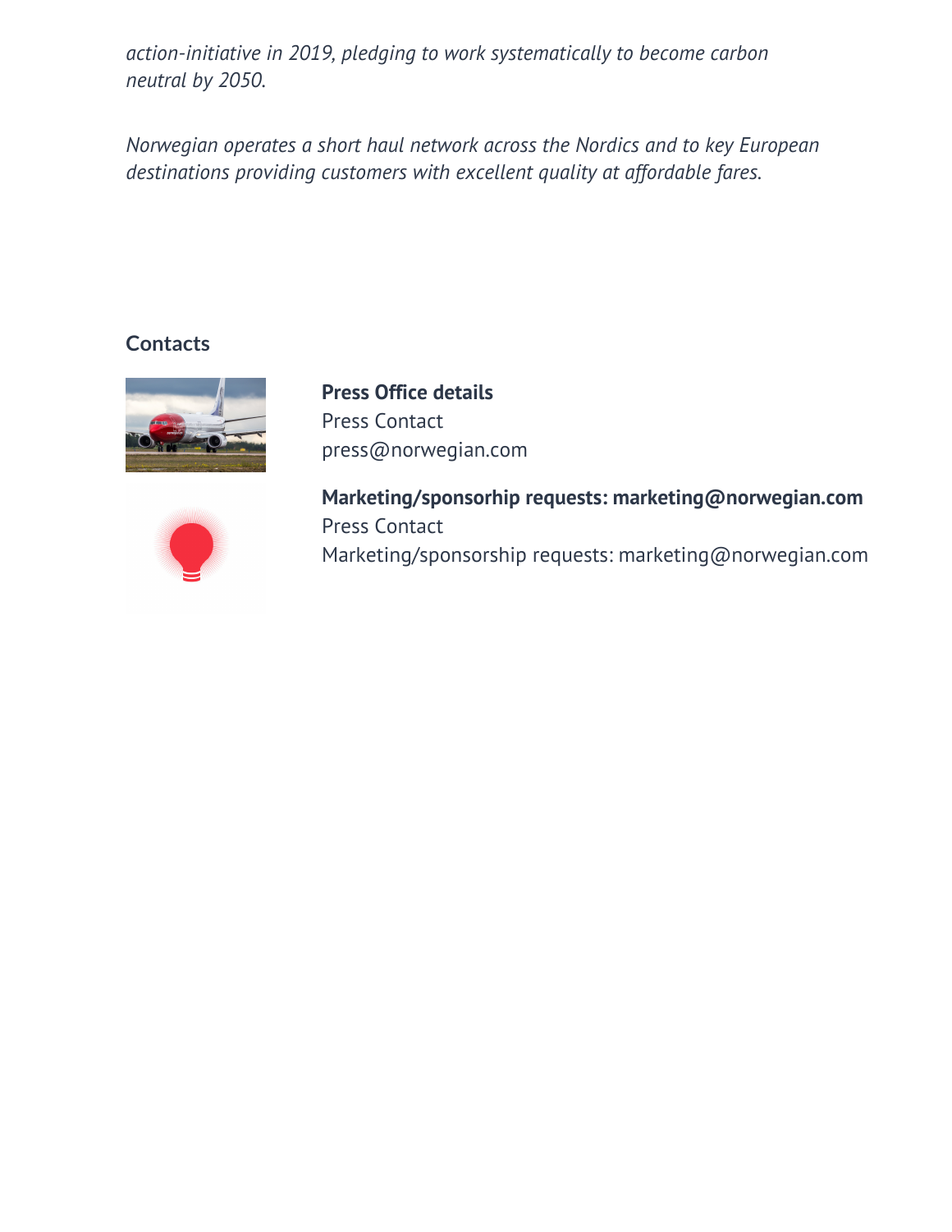*action-initiative in 2019, pledging to work systematically to become carbon neutral by 2050.*

*Norwegian operates a short haul network across the Nordics and to key European destinations providing customers with excellent quality at affordable fares.*

## Contacts

**Press Office details**
Press Contact
press@norwegian.com

**Marketing/sponsorhip requests: marketing@norwegian.com**
Press Contact
Marketing/sponsorship requests: marketing@norwegian.com